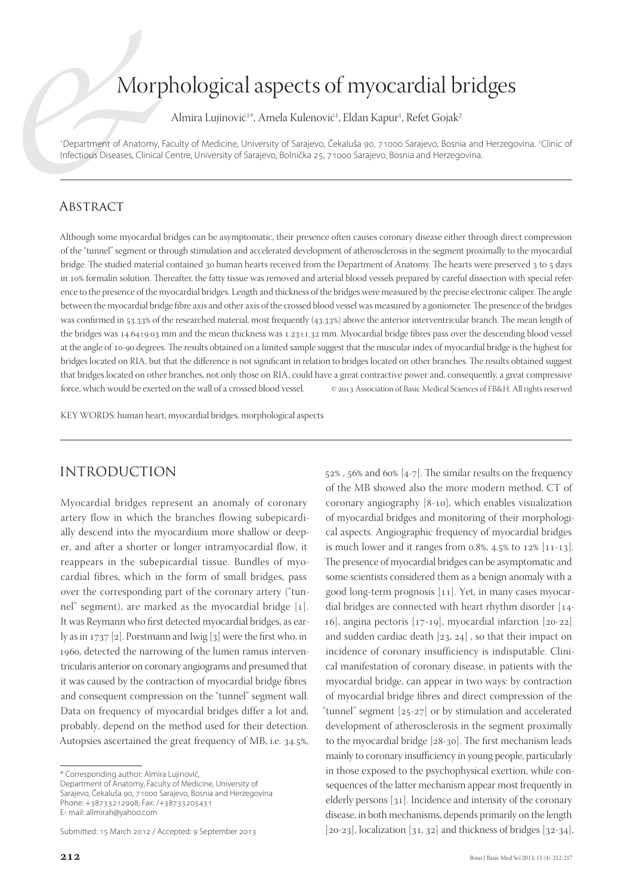# Morphological aspects of myocardial bridges

Almira Lujinović[1]*, Amela Kulenović[1], Eldan Kapur[1], Refet Gojak[2]

[1]Department of Anatomy, Faculty of Medicine, University of Sarajevo, Čekaluša 90, 71000 Sarajevo, Bosnia and Herzegovina. [2]Clinic of Infectious Diseases, Clinical Centre, University of Sarajevo, Bolnička 25, 71000 Sarajevo, Bosnia and Herzegovina.

## Abstract

Although some myocardial bridges can be asymptomatic, their presence often causes coronary disease either through direct compression of the "tunnel" segment or through stimulation and accelerated development of atherosclerosis in the segment proximally to the myocardial bridge. The studied material contained 30 human hearts received from the Department of Anatomy. The hearts were preserved 3 to 5 days in 10% formalin solution. Thereafter, the fatty tissue was removed and arterial blood vessels prepared by careful dissection with special reference to the presence of the myocardial bridges. Length and thickness of the bridges were measured by the precise electronic caliper. The angle between the myocardial bridge fibre axis and other axis of the crossed blood vessel was measured by a goniometer. The presence of the bridges was confirmed in 53.33% of the researched material, most frequently (43.33%) above the anterior interventricular branch. The mean length of the bridges was 14.64±9.03 mm and the mean thickness was 1.23±1.32 mm. Myocardial bridge fibres pass over the descending blood vessel at the angle of 10-90 degrees. The results obtained on a limited sample suggest that the muscular index of myocardial bridge is the highest for bridges located on RIA, but that the difference is not significant in relation to bridges located on other branches. The results obtained suggest that bridges located on other branches, not only those on RIA, could have a great contractive power and, consequently, a great compressive force, which would be exerted on the wall of a crossed blood vessel. © 2013 Association of Basic Medical Sciences of FB&H. All rights reserved

KEY WORDS: human heart, myocardial bridges, morphological aspects

## Introduction

Myocardial bridges represent an anomaly of coronary artery flow in which the branches flowing subepicardially descend into the myocardium more shallow or deeper, and after a shorter or longer intramyocardial flow, it reappears in the subepicardial tissue. Bundles of myocardial fibres, which in the form of small bridges, pass over the corresponding part of the coronary artery ("tunnel" segment), are marked as the myocardial bridge [1]. It was Reymann who first detected myocardial bridges, as early as in 1737 [2]. Porstmann and Iwig [3] were the first who, in 1960, detected the narrowing of the lumen ramus interventricularis anterior on coronary angiograms and presumed that it was caused by the contraction of myocardial bridge fibres and consequent compression on the "tunnel" segment wall. Data on frequency of myocardial bridges differ a lot and, probably, depend on the method used for their detection. Autopsies ascertained the great frequency of MB, i.e. 34.5%, 52%, 56% and 60% [4-7]. The similar results on the frequency of the MB showed also the more modern method, CT of coronary angiography [8-10], which enables visualization of myocardial bridges and monitoring of their morphological aspects. Angiographic frequency of myocardial bridges is much lower and it ranges from 0.8%, 4.5% to 12% [11-13]. The presence of myocardial bridges can be asymptomatic and some scientists considered them as a benign anomaly with a good long-term prognosis [11]. Yet, in many cases myocardial bridges are connected with heart rhythm disorder [14-16], angina pectoris [17-19], myocardial infarction [20-22] and sudden cardiac death [23, 24], so that their impact on incidence of coronary insufficiency is indisputable. Clinical manifestation of coronary disease, in patients with the myocardial bridge, can appear in two ways: by contraction of myocardial bridge fibres and direct compression of the "tunnel" segment [25-27] or by stimulation and accelerated development of atherosclerosis in the segment proximally to the myocardial bridge [28-30]. The first mechanism leads mainly to coronary insufficiency in young people, particularly in those exposed to the psychophysical exertion, while consequences of the latter mechanism appear most frequently in elderly persons [31]. Incidence and intensity of the coronary disease, in both mechanisms, depends primarily on the length [20-23], localization [31, 32] and thickness of bridges [32-34],

* Corresponding author: Almira Lujinović,
Department of Anatomy, Faculty of Medicine, University of Sarajevo, Čekaluša 90, 71000 Sarajevo, Bosnia and Herzegovina
Phone: +38733212998; Fax: /+38733205431
E-mail: allmirah@yahoo.com

Submitted: 15 March 2012 / Accepted: 9 September 2013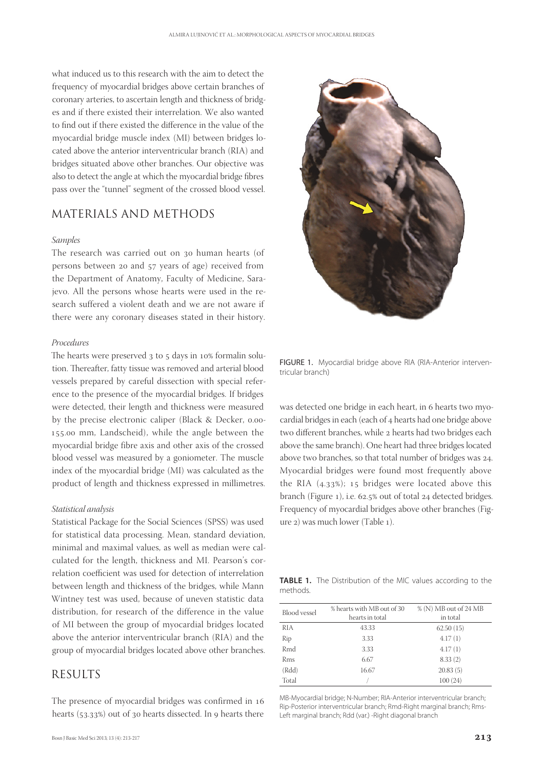what induced us to this research with the aim to detect the frequency of myocardial bridges above certain branches of coronary arteries, to ascertain length and thickness of bridges and if there existed their interrelation. We also wanted to find out if there existed the difference in the value of the myocardial bridge muscle index (MI) between bridges located above the anterior interventricular branch (RIA) and bridges situated above other branches. Our objective was also to detect the angle at which the myocardial bridge fibres pass over the "tunnel" segment of the crossed blood vessel.

## MATERIALS AND METHODS

### *Samples*

The research was carried out on 30 human hearts (of persons between 20 and 57 years of age) received from the Department of Anatomy, Faculty of Medicine, Sarajevo. All the persons whose hearts were used in the research suffered a violent death and we are not aware if there were any coronary diseases stated in their history.

### *Procedures*

The hearts were preserved 3 to 5 days in 10% formalin solution. Thereafter, fatty tissue was removed and arterial blood vessels prepared by careful dissection with special reference to the presence of the myocardial bridges. If bridges were detected, their length and thickness were measured by the precise electronic caliper (Black & Decker, 0.00-155.00 mm, Landscheid), while the angle between the myocardial bridge fibre axis and other axis of the crossed blood vessel was measured by a goniometer. The muscle index of the myocardial bridge (MI) was calculated as the product of length and thickness expressed in millimetres.

### *Statistical analysis*

Statistical Package for the Social Sciences (SPSS) was used for statistical data processing. Mean, standard deviation, minimal and maximal values, as well as median were calculated for the length, thickness and MI. Pearson's correlation coefficient was used for detection of interrelation between length and thickness of the bridges, while Mann Wintney test was used, because of uneven statistic data distribution, for research of the difference in the value of MI between the group of myocardial bridges located above the anterior interventricular branch (RIA) and the group of myocardial bridges located above other branches.

## RESULTS

The presence of myocardial bridges was confirmed in 16 hearts (53.33%) out of 30 hearts dissected. In 9 hearts there was detected one bridge in each heart, in 6 hearts two myocardial bridges in each (each of 4 hearts had one bridge above two different branches, while 2 hearts had two bridges each above the same branch). One heart had three bridges located above two branches, so that total number of bridges was 24. Myocardial bridges were found most frequently above the RIA (4.33%); 15 bridges were located above this branch (Figure 1), i.e. 62.5% out of total 24 detected bridges. Frequency of myocardial bridges above other branches (Figure 2) was much lower (Table 1).

FIGURE 1. Myocardial bridge above RIA (RIA-Anterior interventricular branch)

**TABLE 1.** The Distribution of the MIC values according to the methods.

| Blood vessel | % hearts with MB out of 30 hearts in total | % (N) MB out of 24 MB in total |
|---|---|---|
| RIA | 43.33 | 62.50 (15) |
| Rip | 3.33 | 4.17 (1) |
| Rmd | 3.33 | 4.17 (1) |
| Rms | 6.67 | 8.33 (2) |
| (Rdd) | 16.67 | 20.83 (5) |
| Total | / | 100 (24) |

MB-Myocardial bridge; N-Number; RIA-Anterior interventricular branch; Rip-Posterior interventricular branch; Rmd-Right marginal branch; Rms-Left marginal branch; Rdd (var.) -Right diagonal branch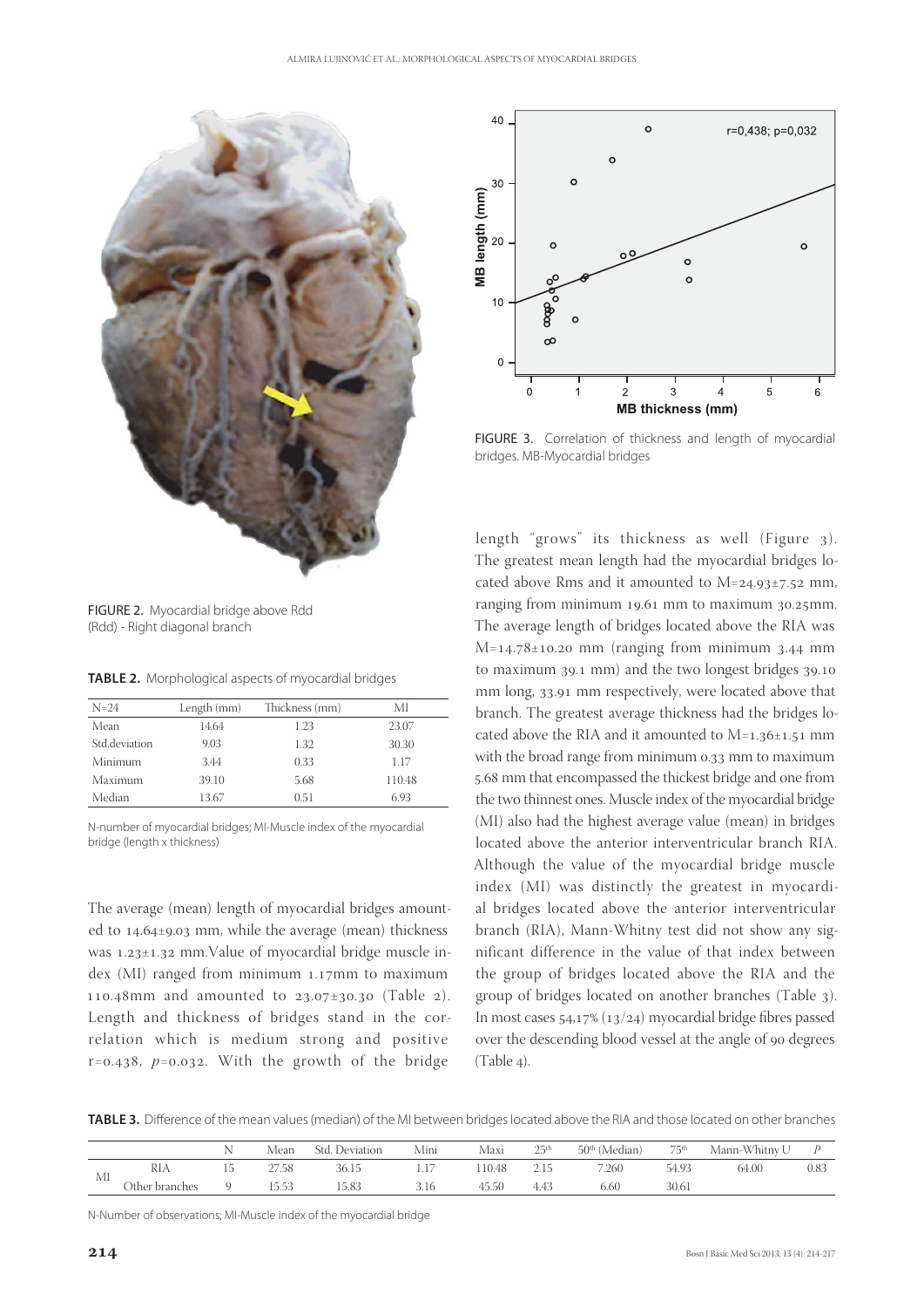FIGURE 2. Myocardial bridge above Rdd (Rdd) - Right diagonal branch

**TABLE 2.** Morphological aspects of myocardial bridges

| N=24 | Length (mm) | Thickness (mm) | MI |
|---|---|---|---|
| Mean | 14.64 | 1.23 | 23.07 |
| Std.deviation | 9.03 | 1.32 | 30.30 |
| Minimum | 3.44 | 0.33 | 1.17 |
| Maximum | 39.10 | 5.68 | 110.48 |
| Median | 13.67 | 0.51 | 6.93 |

N-number of myocardial bridges; MI-Muscle index of the myocardial bridge (length x thickness)

The average (mean) length of myocardial bridges amounted to 14.64±9.03 mm, while the average (mean) thickness was 1.23±1.32 mm.Value of myocardial bridge muscle index (MI) ranged from minimum 1.17mm to maximum 110.48mm and amounted to 23.07±30.30 (Table 2). Length and thickness of bridges stand in the correlation which is medium strong and positive r=0.438, $p$=0.032. With the growth of the bridge length "grows" its thickness as well (Figure 3). The greatest mean length had the myocardial bridges located above Rms and it amounted to M=24.93±7.52 mm, ranging from minimum 19.61 mm to maximum 30.25mm. The average length of bridges located above the RIA was M=14.78±10.20 mm (ranging from minimum 3.44 mm to maximum 39.1 mm) and the two longest bridges 39.10 mm long, 33.91 mm respectively, were located above that branch. The greatest average thickness had the bridges located above the RIA and it amounted to M=1.36±1.51 mm with the broad range from minimum 0.33 mm to maximum 5.68 mm that encompassed the thickest bridge and one from the two thinnest ones. Muscle index of the myocardial bridge (MI) also had the highest average value (mean) in bridges located above the anterior interventricular branch RIA. Although the value of the myocardial bridge muscle index (MI) was distinctly the greatest in myocardial bridges located above the anterior interventricular branch (RIA), Mann-Whitny test did not show any significant difference in the value of that index between the group of bridges located above the RIA and the group of bridges located on another branches (Table 3). In most cases 54,17% (13/24) myocardial bridge fibres passed over the descending blood vessel at the angle of 90 degrees (Table 4).

FIGURE 3. Correlation of thickness and length of myocardial bridges. MB-Myocardial bridges

**TABLE 3.** Difference of the mean values (median) of the MI between bridges located above the RIA and those located on other branches

| | | N | Mean | Std. Deviation | Mini | Maxi | 25th | 50th (Median) | 75th | Mann-Whitny U | P |
|---|---|---|---|---|---|---|---|---|---|---|---|
| MI | RIA | 15 | 27.58 | 36.15 | 1.17 | 110.48 | 2.15 | 7.260 | 54.93 | 64.00 | 0.83 |
| | Other branches | 9 | 15.53 | 15.83 | 3.16 | 45.50 | 4.43 | 6.60 | 30.61 | | |

N-Number of observations; MI-Muscle index of the myocardial bridge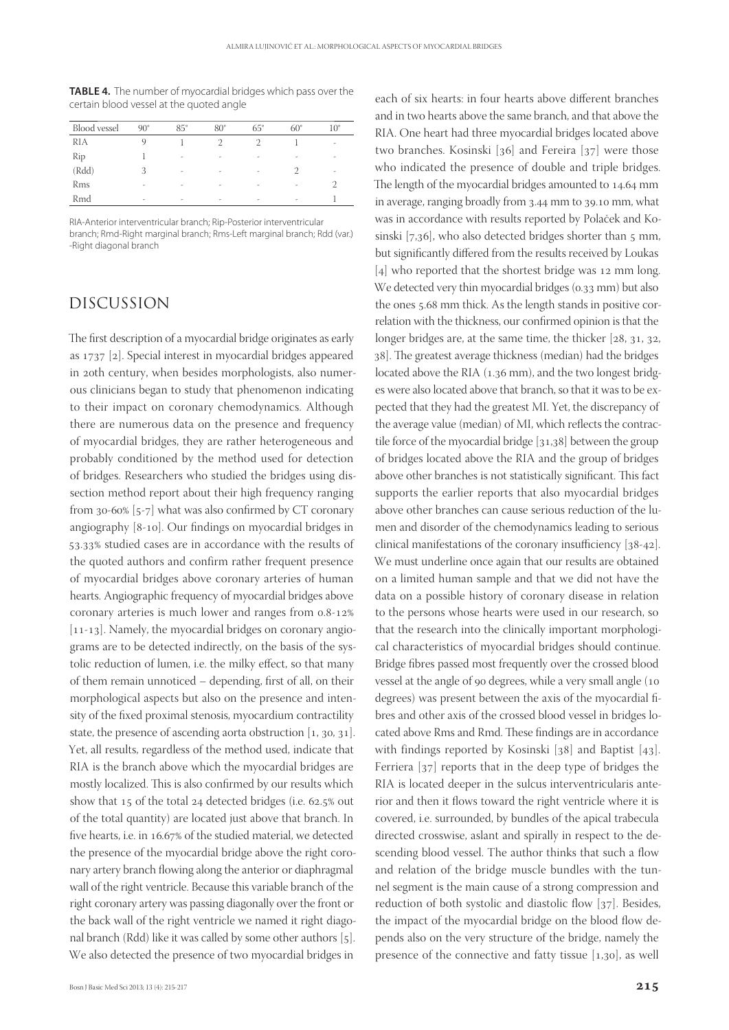**TABLE 4.** The number of myocardial bridges which pass over the certain blood vessel at the quoted angle

| Blood vessel | 90° | 85° | 80° | 65° | 60° | 10° |
|---|---|---|---|---|---|---|
| RIA | 9 | 1 | 2 | 2 | 1 | - |
| Rip | 1 | - | - | - | - | - |
| (Rdd) | 3 | - | - | - | 2 | - |
| Rms | - | - | - | - | - | 2 |
| Rmd | - | - | - | - | - | 1 |

RIA-Anterior interventricular branch; Rip-Posterior interventricular branch; Rmd-Right marginal branch; Rms-Left marginal branch; Rdd (var.) -Right diagonal branch

## DISCUSSION

The first description of a myocardial bridge originates as early as 1737 [2]. Special interest in myocardial bridges appeared in 20th century, when besides morphologists, also numerous clinicians began to study that phenomenon indicating to their impact on coronary chemodynamics. Although there are numerous data on the presence and frequency of myocardial bridges, they are rather heterogeneous and probably conditioned by the method used for detection of bridges. Researchers who studied the bridges using dissection method report about their high frequency ranging from 30-60% [5-7] what was also confirmed by CT coronary angiography [8-10]. Our findings on myocardial bridges in 53.33% studied cases are in accordance with the results of the quoted authors and confirm rather frequent presence of myocardial bridges above coronary arteries of human hearts. Angiographic frequency of myocardial bridges above coronary arteries is much lower and ranges from 0.8-12% [11-13]. Namely, the myocardial bridges on coronary angiograms are to be detected indirectly, on the basis of the systolic reduction of lumen, i.e. the milky effect, so that many of them remain unnoticed – depending, first of all, on their morphological aspects but also on the presence and intensity of the fixed proximal stenosis, myocardium contractility state, the presence of ascending aorta obstruction [1, 30, 31]. Yet, all results, regardless of the method used, indicate that RIA is the branch above which the myocardial bridges are mostly localized. This is also confirmed by our results which show that 15 of the total 24 detected bridges (i.e. 62.5% out of the total quantity) are located just above that branch. In five hearts, i.e. in 16.67% of the studied material, we detected the presence of the myocardial bridge above the right coronary artery branch flowing along the anterior or diaphragmal wall of the right ventricle. Because this variable branch of the right coronary artery was passing diagonally over the front or the back wall of the right ventricle we named it right diagonal branch (Rdd) like it was called by some other authors [5]. We also detected the presence of two myocardial bridges in each of six hearts: in four hearts above different branches and in two hearts above the same branch, and that above the RIA. One heart had three myocardial bridges located above two branches. Kosinski [36] and Fereira [37] were those who indicated the presence of double and triple bridges. The length of the myocardial bridges amounted to 14.64 mm in average, ranging broadly from 3.44 mm to 39.10 mm, what was in accordance with results reported by Polaček and Kosinski [7,36], who also detected bridges shorter than 5 mm, but significantly differed from the results received by Loukas [4] who reported that the shortest bridge was 12 mm long. We detected very thin myocardial bridges (0.33 mm) but also the ones 5.68 mm thick. As the length stands in positive correlation with the thickness, our confirmed opinion is that the longer bridges are, at the same time, the thicker [28, 31, 32, 38]. The greatest average thickness (median) had the bridges located above the RIA (1.36 mm), and the two longest bridges were also located above that branch, so that it was to be expected that they had the greatest MI. Yet, the discrepancy of the average value (median) of MI, which reflects the contractile force of the myocardial bridge [31,38] between the group of bridges located above the RIA and the group of bridges above other branches is not statistically significant. This fact supports the earlier reports that also myocardial bridges above other branches can cause serious reduction of the lumen and disorder of the chemodynamics leading to serious clinical manifestations of the coronary insufficiency [38-42]. We must underline once again that our results are obtained on a limited human sample and that we did not have the data on a possible history of coronary disease in relation to the persons whose hearts were used in our research, so that the research into the clinically important morphological characteristics of myocardial bridges should continue. Bridge fibres passed most frequently over the crossed blood vessel at the angle of 90 degrees, while a very small angle (10 degrees) was present between the axis of the myocardial fibres and other axis of the crossed blood vessel in bridges located above Rms and Rmd. These findings are in accordance with findings reported by Kosinski [38] and Baptist [43]. Ferriera [37] reports that in the deep type of bridges the RIA is located deeper in the sulcus interventricularis anterior and then it flows toward the right ventricle where it is covered, i.e. surrounded, by bundles of the apical trabecula directed crosswise, aslant and spirally in respect to the descending blood vessel. The author thinks that such a flow and relation of the bridge muscle bundles with the tunnel segment is the main cause of a strong compression and reduction of both systolic and diastolic flow [37]. Besides, the impact of the myocardial bridge on the blood flow depends also on the very structure of the bridge, namely the presence of the connective and fatty tissue [1,30], as well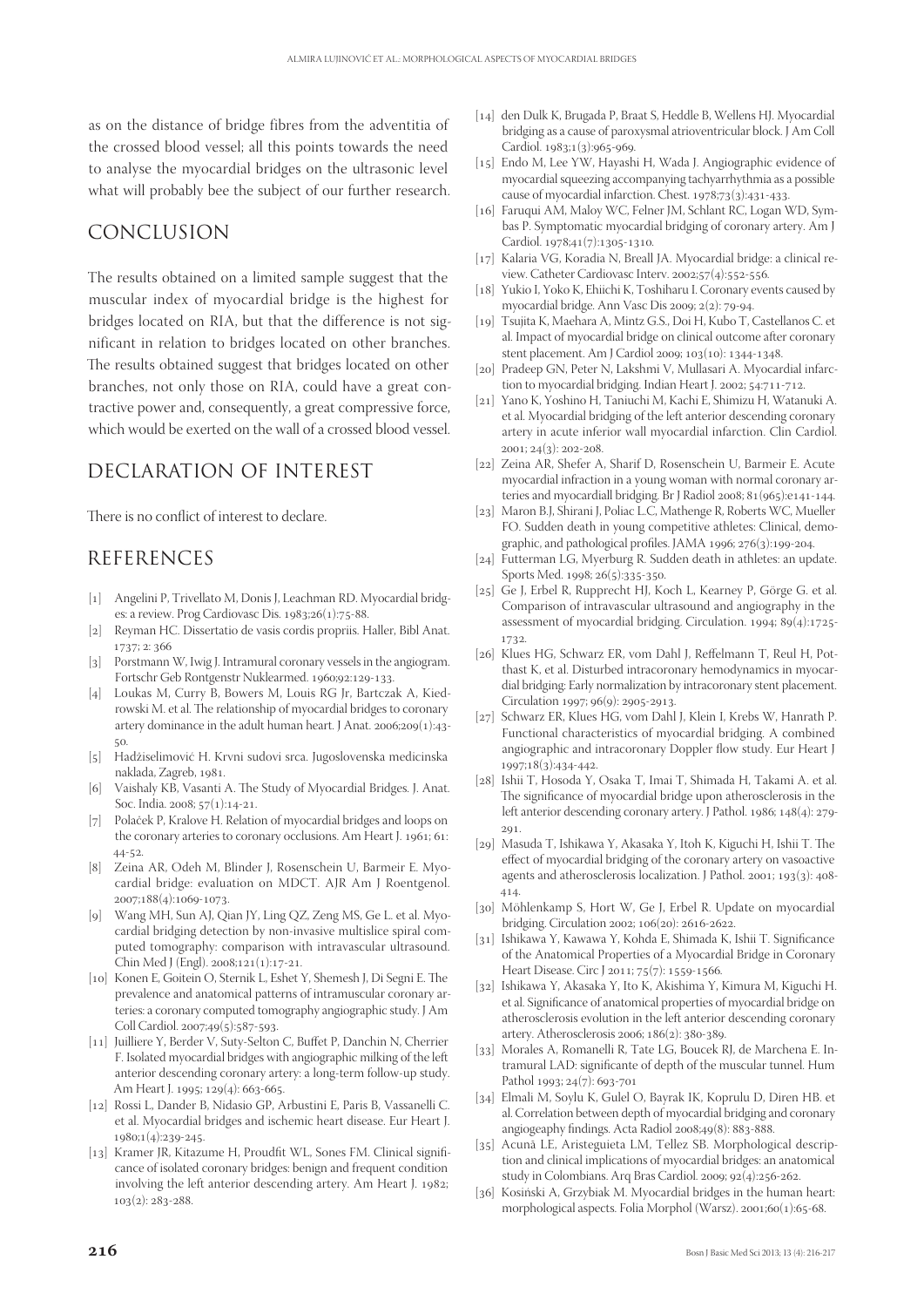as on the distance of bridge fibres from the adventitia of the crossed blood vessel; all this points towards the need to analyse the myocardial bridges on the ultrasonic level what will probably bee the subject of our further research.

## CONCLUSION

The results obtained on a limited sample suggest that the muscular index of myocardial bridge is the highest for bridges located on RIA, but that the difference is not significant in relation to bridges located on other branches. The results obtained suggest that bridges located on other branches, not only those on RIA, could have a great contractive power and, consequently, a great compressive force, which would be exerted on the wall of a crossed blood vessel.

## DECLARATION OF INTEREST

There is no conflict of interest to declare.

## REFERENCES

[1] Angelini P, Trivellato M, Donis J, Leachman RD. Myocardial bridges: a review. Prog Cardiovasc Dis. 1983;26(1):75-88.

[2] Reyman HC. Dissertatio de vasis cordis propriis. Haller, Bibl Anat. 1737; 2: 366

[3] Porstmann W, Iwig J. Intramural coronary vessels in the angiogram. Fortschr Geb Rontgenstr Nuklearmed. 1960;92:129-133.

[4] Loukas M, Curry B, Bowers M, Louis RG Jr, Bartczak A, Kiedrowski M. et al. The relationship of myocardial bridges to coronary artery dominance in the adult human heart. J Anat. 2006;209(1):43-50.

[5] Hadžiselimović H. Krvni sudovi srca. Jugoslovenska medicinska naklada, Zagreb, 1981.

[6] Vaishaly KB, Vasanti A. The Study of Myocardial Bridges. J. Anat. Soc. India. 2008; 57(1):14-21.

[7] Polaček P, Kralove H. Relation of myocardial bridges and loops on the coronary arteries to coronary occlusions. Am Heart J. 1961; 61: 44-52.

[8] Zeina AR, Odeh M, Blinder J, Rosenschein U, Barmeir E. Myocardial bridge: evaluation on MDCT. AJR Am J Roentgenol. 2007;188(4):1069-1073.

[9] Wang MH, Sun AJ, Qian JY, Ling QZ, Zeng MS, Ge L. et al. Myocardial bridging detection by non-invasive multislice spiral computed tomography: comparison with intravascular ultrasound. Chin Med J (Engl). 2008;121(1):17-21.

[10] Konen E, Goitein O, Sternik L, Eshet Y, Shemesh J, Di Segni E. The prevalence and anatomical patterns of intramuscular coronary arteries: a coronary computed tomography angiographic study. J Am Coll Cardiol. 2007;49(5):587-593.

[11] Juilliere Y, Berder V, Suty-Selton C, Buffet P, Danchin N, Cherrier F. Isolated myocardial bridges with angiographic milking of the left anterior descending coronary artery: a long-term follow-up study. Am Heart J. 1995; 129(4): 663-665.

[12] Rossi L, Dander B, Nidasio GP, Arbustini E, Paris B, Vassanelli C. et al. Myocardial bridges and ischemic heart disease. Eur Heart J. 1980;1(4):239-245.

[13] Kramer JR, Kitazume H, Proudfit WL, Sones FM. Clinical significance of isolated coronary bridges: benign and frequent condition involving the left anterior descending artery. Am Heart J. 1982; 103(2): 283-288.

[14] den Dulk K, Brugada P, Braat S, Heddle B, Wellens HJ. Myocardial bridging as a cause of paroxysmal atrioventricular block. J Am Coll Cardiol. 1983;1(3):965-969.

[15] Endo M, Lee YW, Hayashi H, Wada J. Angiographic evidence of myocardial squeezing accompanying tachyarrhythmia as a possible cause of myocardial infarction. Chest. 1978;73(3):431-433.

[16] Faruqui AM, Maloy WC, Felner JM, Schlant RC, Logan WD, Symbas P. Symptomatic myocardial bridging of coronary artery. Am J Cardiol. 1978;41(7):1305-1310.

[17] Kalaria VG, Koradia N, Breall JA. Myocardial bridge: a clinical review. Catheter Cardiovasc Interv. 2002;57(4):552-556.

[18] Yukio I, Yoko K, Ehiichi K, Toshiharu I. Coronary events caused by myocardial bridge. Ann Vasc Dis 2009; 2(2): 79-94.

[19] Tsujita K, Maehara A, Mintz G.S., Doi H, Kubo T, Castellanos C. et al. Impact of myocardial bridge on clinical outcome after coronary stent placement. Am J Cardiol 2009; 103(10): 1344-1348.

[20] Pradeep GN, Peter N, Lakshmi V, Mullasari A. Myocardial infarction to myocardial bridging. Indian Heart J. 2002; 54:711-712.

[21] Yano K, Yoshino H, Taniuchi M, Kachi E, Shimizu H, Watanuki A. et al. Myocardial bridging of the left anterior descending coronary artery in acute inferior wall myocardial infarction. Clin Cardiol. 2001; 24(3): 202-208.

[22] Zeina AR, Shefer A, Sharif D, Rosenschein U, Barmeir E. Acute myocardial infraction in a young woman with normal coronary arteries and myocardiall bridging. Br J Radiol 2008; 81(965):e141-144.

[23] Maron B.J, Shirani J, Poliac L.C, Mathenge R, Roberts WC, Mueller FO. Sudden death in young competitive athletes: Clinical, demographic, and pathological profiles. JAMA 1996; 276(3):199-204.

[24] Futterman LG, Myerburg R. Sudden death in athletes: an update. Sports Med. 1998; 26(5):335-350.

[25] Ge J, Erbel R, Rupprecht HJ, Koch L, Kearney P, Görge G. et al. Comparison of intravascular ultrasound and angiography in the assessment of myocardial bridging. Circulation. 1994; 89(4):1725-1732.

[26] Klues HG, Schwarz ER, vom Dahl J, Reffelmann T, Reul H, Potthast K, et al. Disturbed intracoronary hemodynamics in myocardial bridging: Early normalization by intracoronary stent placement. Circulation 1997; 96(9): 2905-2913.

[27] Schwarz ER, Klues HG, vom Dahl J, Klein I, Krebs W, Hanrath P. Functional characteristics of myocardial bridging. A combined angiographic and intracoronary Doppler flow study. Eur Heart J 1997;18(3):434-442.

[28] Ishii T, Hosoda Y, Osaka T, Imai T, Shimada H, Takami A. et al. The significance of myocardial bridge upon atherosclerosis in the left anterior descending coronary artery. J Pathol. 1986; 148(4): 279-291.

[29] Masuda T, Ishikawa Y, Akasaka Y, Itoh K, Kiguchi H, Ishii T. The effect of myocardial bridging of the coronary artery on vasoactive agents and atherosclerosis localization. J Pathol. 2001; 193(3): 408-414.

[30] Möhlenkamp S, Hort W, Ge J, Erbel R. Update on myocardial bridging. Circulation 2002; 106(20): 2616-2622.

[31] Ishikawa Y, Kawawa Y, Kohda E, Shimada K, Ishii T. Significance of the Anatomical Properties of a Myocardial Bridge in Coronary Heart Disease. Circ J 2011; 75(7): 1559-1566.

[32] Ishikawa Y, Akasaka Y, Ito K, Akishima Y, Kimura M, Kiguchi H. et al. Significance of anatomical properties of myocardial bridge on atherosclerosis evolution in the left anterior descending coronary artery. Atherosclerosis 2006; 186(2): 380-389.

[33] Morales A, Romanelli R, Tate LG, Boucek RJ, de Marchena E. Intramural LAD: significante of depth of the muscular tunnel. Hum Pathol 1993; 24(7): 693-701

[34] Elmali M, Soylu K, Gulel O, Bayrak IK, Koprulu D, Diren HB. et al. Correlation between depth of myocardial bridging and coronary angiogeaphy findings. Acta Radiol 2008;49(8): 883-888.

[35] Acunã LE, Aristeguieta LM, Tellez SB. Morphological description and clinical implications of myocardial bridges: an anatomical study in Colombians. Arq Bras Cardiol. 2009; 92(4):256-262.

[36] Kosiński A, Grzybiak M. Myocardial bridges in the human heart: morphological aspects. Folia Morphol (Warsz). 2001;60(1):65-68.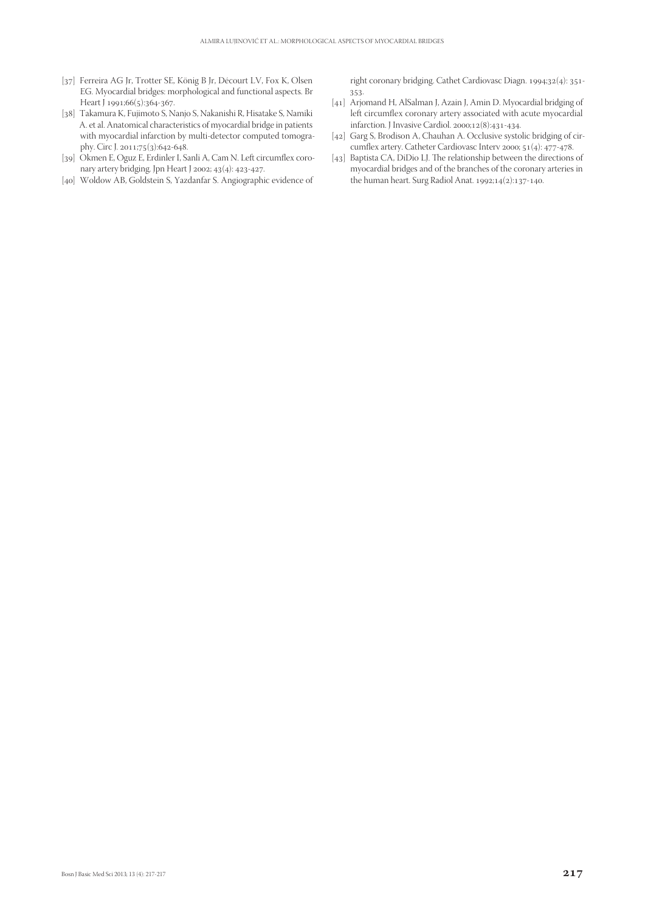[37] Ferreira AG Jr, Trotter SE, König B Jr, Décourt LV, Fox K, Olsen EG. Myocardial bridges: morphological and functional aspects. Br Heart J 1991;66(5):364-367.

[38] Takamura K, Fujimoto S, Nanjo S, Nakanishi R, Hisatake S, Namiki A. et al. Anatomical characteristics of myocardial bridge in patients with myocardial infarction by multi-detector computed tomography. Circ J. 2011;75(3):642-648.

[39] Okmen E, Oguz E, Erdinler I, Sanli A, Cam N. Left circumflex coronary artery bridging. Jpn Heart J 2002; 43(4): 423-427.

[40] Woldow AB, Goldstein S, Yazdanfar S. Angiographic evidence of right coronary bridging. Cathet Cardiovasc Diagn. 1994;32(4): 351-353.

[41] Arjomand H, AlSalman J, Azain J, Amin D. Myocardial bridging of left circumflex coronary artery associated with acute myocardial infarction. J Invasive Cardiol. 2000;12(8):431-434.

[42] Garg S, Brodison A, Chauhan A. Occlusive systolic bridging of circumflex artery. Catheter Cardiovasc Interv 2000; 51(4): 477-478.

[43] Baptista CA, DiDio LJ. The relationship between the directions of myocardial bridges and of the branches of the coronary arteries in the human heart. Surg Radiol Anat. 1992;14(2):137-140.